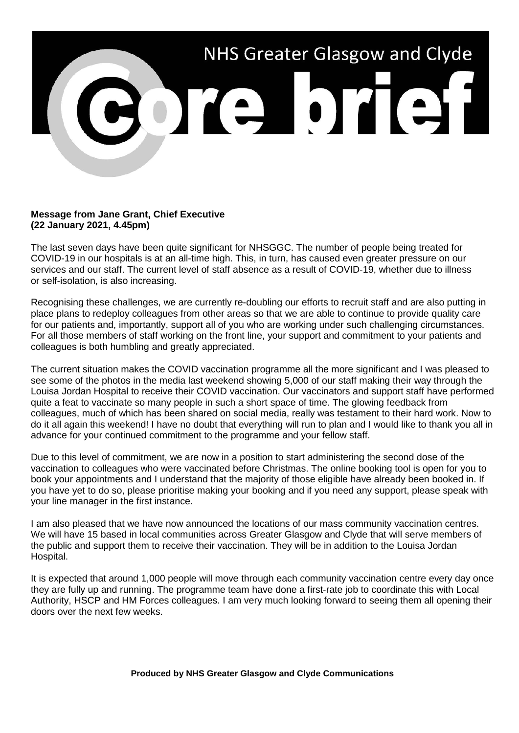# NHS Greater Glasgow and Clyde

# core brief

**Message from Jane Grant, Chief Executive**
**(22 January 2021, 4.45pm)**

The last seven days have been quite significant for NHSGGC. The number of people being treated for COVID-19 in our hospitals is at an all-time high. This, in turn, has caused even greater pressure on our services and our staff. The current level of staff absence as a result of COVID-19, whether due to illness or self-isolation, is also increasing.

Recognising these challenges, we are currently re-doubling our efforts to recruit staff and are also putting in place plans to redeploy colleagues from other areas so that we are able to continue to provide quality care for our patients and, importantly, support all of you who are working under such challenging circumstances. For all those members of staff working on the front line, your support and commitment to your patients and colleagues is both humbling and greatly appreciated.

The current situation makes the COVID vaccination programme all the more significant and I was pleased to see some of the photos in the media last weekend showing 5,000 of our staff making their way through the Louisa Jordan Hospital to receive their COVID vaccination. Our vaccinators and support staff have performed quite a feat to vaccinate so many people in such a short space of time. The glowing feedback from colleagues, much of which has been shared on social media, really was testament to their hard work. Now to do it all again this weekend! I have no doubt that everything will run to plan and I would like to thank you all in advance for your continued commitment to the programme and your fellow staff.

Due to this level of commitment, we are now in a position to start administering the second dose of the vaccination to colleagues who were vaccinated before Christmas. The online booking tool is open for you to book your appointments and I understand that the majority of those eligible have already been booked in. If you have yet to do so, please prioritise making your booking and if you need any support, please speak with your line manager in the first instance.

I am also pleased that we have now announced the locations of our mass community vaccination centres. We will have 15 based in local communities across Greater Glasgow and Clyde that will serve members of the public and support them to receive their vaccination. They will be in addition to the Louisa Jordan Hospital.

It is expected that around 1,000 people will move through each community vaccination centre every day once they are fully up and running. The programme team have done a first-rate job to coordinate this with Local Authority, HSCP and HM Forces colleagues. I am very much looking forward to seeing them all opening their doors over the next few weeks.

**Produced by NHS Greater Glasgow and Clyde Communications**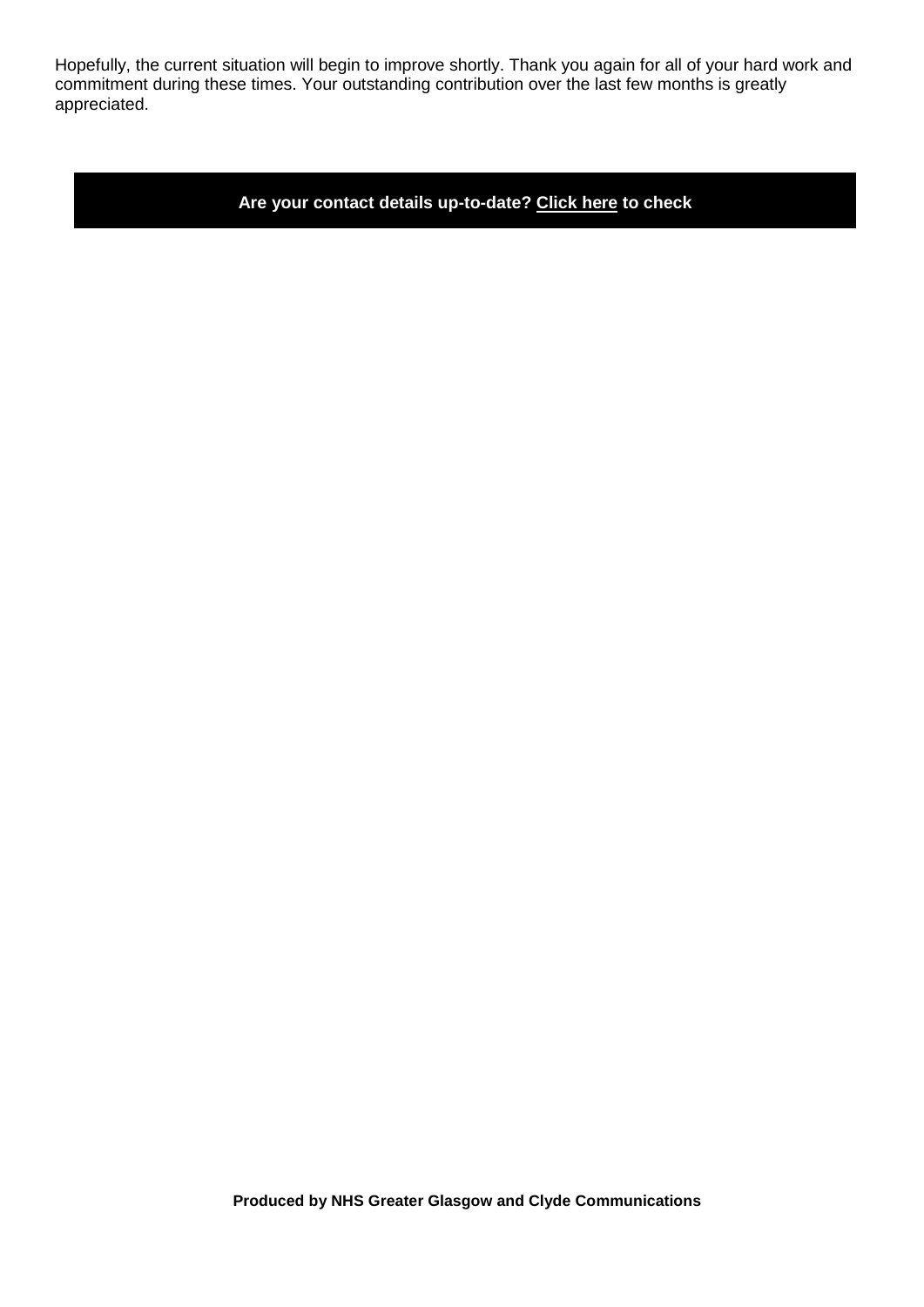Hopefully, the current situation will begin to improve shortly. Thank you again for all of your hard work and commitment during these times. Your outstanding contribution over the last few months is greatly appreciated.

**Are your contact details up-to-date? Click here to check**

**Produced by NHS Greater Glasgow and Clyde Communications**